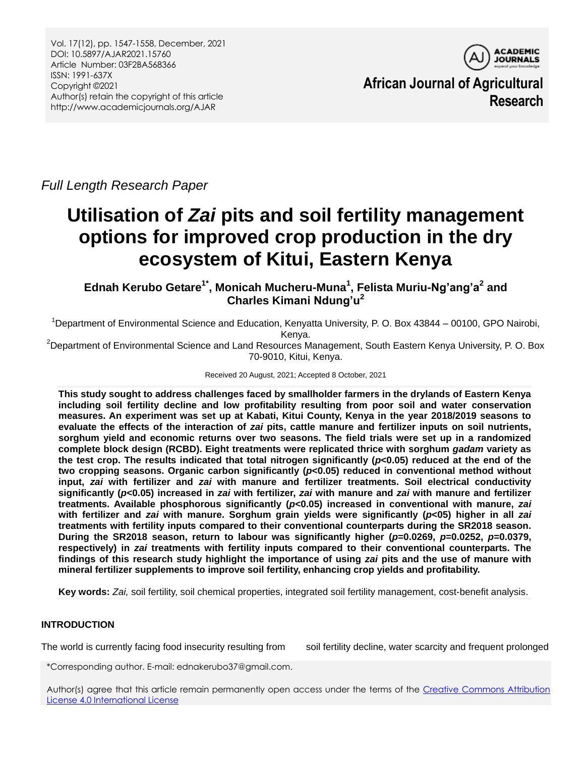*Full Length Research Paper*

# Utilisation of *Zai* pits and soil fertility management options for improved crop production in the dry ecosystem of Kitui, Eastern Kenya

**Ednah Kerubo Getare[1*], Monicah Mucheru-Muna[1], Felista Muriu-Ng'ang'a[2] and Charles Kimani Ndung'u[2]**

[1]Department of Environmental Science and Education, Kenyatta University, P. O. Box 43844 – 00100, GPO Nairobi, Kenya.

[2]Department of Environmental Science and Land Resources Management, South Eastern Kenya University, P. O. Box 70-9010, Kitui, Kenya.

Received 20 August, 2021; Accepted 8 October, 2021

**This study sought to address challenges faced by smallholder farmers in the drylands of Eastern Kenya including soil fertility decline and low profitability resulting from poor soil and water conservation measures. An experiment was set up at Kabati, Kitui County, Kenya in the year 2018/2019 seasons to evaluate the effects of the interaction of *zai* pits, cattle manure and fertilizer inputs on soil nutrients, sorghum yield and economic returns over two seasons. The field trials were set up in a randomized complete block design (RCBD). Eight treatments were replicated thrice with sorghum *gadam* variety as the test crop. The results indicated that total nitrogen significantly ($p$<0.05) reduced at the end of the two cropping seasons. Organic carbon significantly ($p$<0.05) reduced in conventional method without input, *zai* with fertilizer and *zai* with manure and fertilizer treatments. Soil electrical conductivity significantly ($p$<0.05) increased in *zai* with fertilizer, *zai* with manure and *zai* with manure and fertilizer treatments. Available phosphorous significantly ($p$<0.05) increased in conventional with manure, *zai* with fertilizer and *zai* with manure. Sorghum grain yields were significantly ($p$<05) higher in all *zai* treatments with fertility inputs compared to their conventional counterparts during the SR2018 season. During the SR2018 season, return to labour was significantly higher ($p$=0.0269, $p$=0.0252, $p$=0.0379, respectively) in *zai* treatments with fertility inputs compared to their conventional counterparts. The findings of this research study highlight the importance of using *zai* pits and the use of manure with mineral fertilizer supplements to improve soil fertility, enhancing crop yields and profitability.**

**Key words:** *Zai,* soil fertility, soil chemical properties, integrated soil fertility management, cost-benefit analysis.

## INTRODUCTION

The world is currently facing food insecurity resulting from soil fertility decline, water scarcity and frequent prolonged

*Corresponding author. E-mail: ednakerubo37@gmail.com.

Author(s) agree that this article remain permanently open access under the terms of the Creative Commons Attribution License 4.0 International License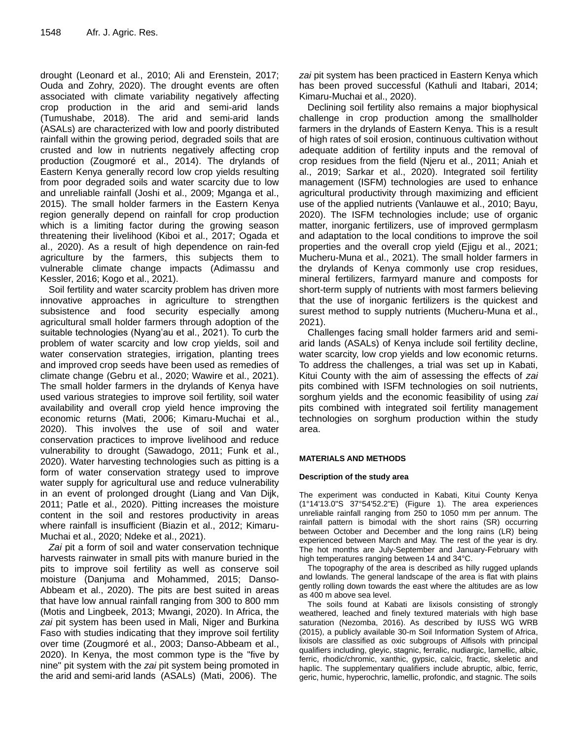drought (Leonard et al., 2010; Ali and Erenstein, 2017; Ouda and Zohry, 2020). The drought events are often associated with climate variability negatively affecting crop production in the arid and semi-arid lands (Tumushabe, 2018). The arid and semi-arid lands (ASALs) are characterized with low and poorly distributed rainfall within the growing period, degraded soils that are crusted and low in nutrients negatively affecting crop production (Zougmoré et al., 2014). The drylands of Eastern Kenya generally record low crop yields resulting from poor degraded soils and water scarcity due to low and unreliable rainfall (Joshi et al., 2009; Mganga et al., 2015). The small holder farmers in the Eastern Kenya region generally depend on rainfall for crop production which is a limiting factor during the growing season threatening their livelihood (Kiboi et al., 2017; Ogada et al., 2020). As a result of high dependence on rain-fed agriculture by the farmers, this subjects them to vulnerable climate change impacts (Adimassu and Kessler, 2016; Kogo et al., 2021).

Soil fertility and water scarcity problem has driven more innovative approaches in agriculture to strengthen subsistence and food security especially among agricultural small holder farmers through adoption of the suitable technologies (Nyang'au et al., 2021). To curb the problem of water scarcity and low crop yields, soil and water conservation strategies, irrigation, planting trees and improved crop seeds have been used as remedies of climate change (Gebru et al., 2020; Wawire et al., 2021). The small holder farmers in the drylands of Kenya have used various strategies to improve soil fertility, soil water availability and overall crop yield hence improving the economic returns (Mati, 2006; Kimaru-Muchai et al., 2020). This involves the use of soil and water conservation practices to improve livelihood and reduce vulnerability to drought (Sawadogo, 2011; Funk et al., 2020). Water harvesting technologies such as pitting is a form of water conservation strategy used to improve water supply for agricultural use and reduce vulnerability in an event of prolonged drought (Liang and Van Dijk, 2011; Patle et al., 2020). Pitting increases the moisture content in the soil and restores productivity in areas where rainfall is insufficient (Biazin et al., 2012; Kimaru-Muchai et al., 2020; Ndeke et al., 2021).

*Zai* pit a form of soil and water conservation technique harvests rainwater in small pits with manure buried in the pits to improve soil fertility as well as conserve soil moisture (Danjuma and Mohammed, 2015; Danso-Abbeam et al., 2020). The pits are best suited in areas that have low annual rainfall ranging from 300 to 800 mm (Motis and Lingbeek, 2013; Mwangi, 2020). In Africa, the *zai* pit system has been used in Mali, Niger and Burkina Faso with studies indicating that they improve soil fertility over time (Zougmoré et al., 2003; Danso-Abbeam et al., 2020). In Kenya, the most common type is the "five by nine" pit system with the *zai* pit system being promoted in the arid and semi-arid lands (ASALs) (Mati, 2006). The *zai* pit system has been practiced in Eastern Kenya which has been proved successful (Kathuli and Itabari, 2014; Kimaru-Muchai et al., 2020).

Declining soil fertility also remains a major biophysical challenge in crop production among the smallholder farmers in the drylands of Eastern Kenya. This is a result of high rates of soil erosion, continuous cultivation without adequate addition of fertility inputs and the removal of crop residues from the field (Njeru et al., 2011; Aniah et al., 2019; Sarkar et al., 2020). Integrated soil fertility management (ISFM) technologies are used to enhance agricultural productivity through maximizing and efficient use of the applied nutrients (Vanlauwe et al., 2010; Bayu, 2020). The ISFM technologies include; use of organic matter, inorganic fertilizers, use of improved germplasm and adaptation to the local conditions to improve the soil properties and the overall crop yield (Ejigu et al., 2021; Mucheru-Muna et al., 2021). The small holder farmers in the drylands of Kenya commonly use crop residues, mineral fertilizers, farmyard manure and composts for short-term supply of nutrients with most farmers believing that the use of inorganic fertilizers is the quickest and surest method to supply nutrients (Mucheru-Muna et al., 2021).

Challenges facing small holder farmers arid and semi-arid lands (ASALs) of Kenya include soil fertility decline, water scarcity, low crop yields and low economic returns. To address the challenges, a trial was set up in Kabati, Kitui County with the aim of assessing the effects of *zai* pits combined with ISFM technologies on soil nutrients, sorghum yields and the economic feasibility of using *zai* pits combined with integrated soil fertility management technologies on sorghum production within the study area.

## MATERIALS AND METHODS

### Description of the study area

The experiment was conducted in Kabati, Kitui County Kenya (1°14'13.0"S 37°54'52.2"E) (Figure 1). The area experiences unreliable rainfall ranging from 250 to 1050 mm per annum. The rainfall pattern is bimodal with the short rains (SR) occurring between October and December and the long rains (LR) being experienced between March and May. The rest of the year is dry. The hot months are July-September and January-February with high temperatures ranging between 14 and 34°C.

The topography of the area is described as hilly rugged uplands and lowlands. The general landscape of the area is flat with plains gently rolling down towards the east where the altitudes are as low as 400 m above sea level.

The soils found at Kabati are lixisols consisting of strongly weathered, leached and finely textured materials with high base saturation (Nezomba, 2016). As described by IUSS WG WRB (2015), a publicly available 30-m Soil Information System of Africa, lixisols are classified as oxic subgroups of Alfisols with principal qualifiers including, gleyic, stagnic, ferralic, nudiargic, lamellic, albic, ferric, rhodic/chromic, xanthic, gypsic, calcic, fractic, skeletic and haplic. The supplementary qualifiers include abruptic, albic, ferric, geric, humic, hyperochric, lamellic, profondic, and stagnic. The soils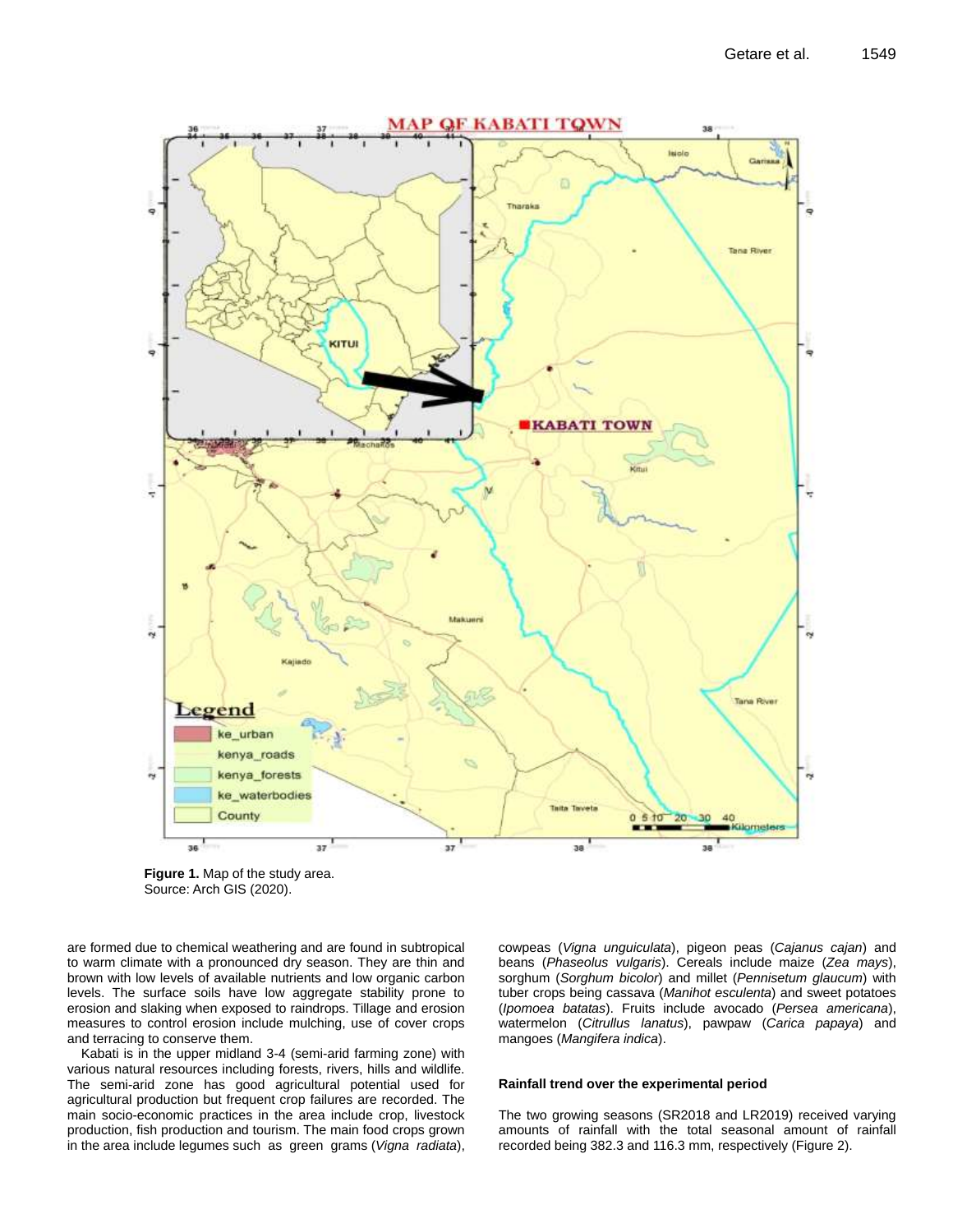**Figure 1.** Map of the study area.
Source: Arch GIS (2020).

are formed due to chemical weathering and are found in subtropical to warm climate with a pronounced dry season. They are thin and brown with low levels of available nutrients and low organic carbon levels. The surface soils have low aggregate stability prone to erosion and slaking when exposed to raindrops. Tillage and erosion measures to control erosion include mulching, use of cover crops and terracing to conserve them.

Kabati is in the upper midland 3-4 (semi-arid farming zone) with various natural resources including forests, rivers, hills and wildlife. The semi-arid zone has good agricultural potential used for agricultural production but frequent crop failures are recorded. The main socio-economic practices in the area include crop, livestock production, fish production and tourism. The main food crops grown in the area include legumes such as green grams (*Vigna radiata*), cowpeas (*Vigna unguiculata*), pigeon peas (*Cajanus cajan*) and beans (*Phaseolus vulgaris*). Cereals include maize (*Zea mays*), sorghum (*Sorghum bicolor*) and millet (*Pennisetum glaucum*) with tuber crops being cassava (*Manihot esculenta*) and sweet potatoes (*Ipomoea batatas*). Fruits include avocado (*Persea americana*), watermelon (*Citrullus lanatus*), pawpaw (*Carica papaya*) and mangoes (*Mangifera indica*).

### Rainfall trend over the experimental period

The two growing seasons (SR2018 and LR2019) received varying amounts of rainfall with the total seasonal amount of rainfall recorded being 382.3 and 116.3 mm, respectively (Figure 2).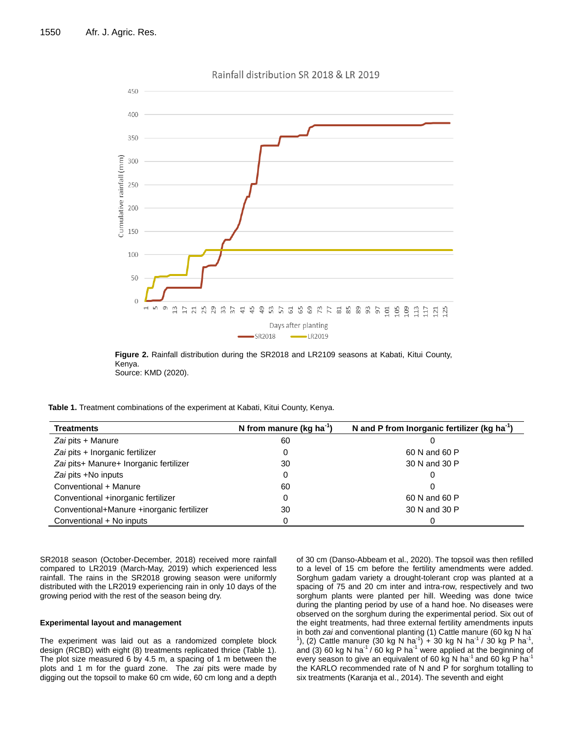**Figure 2.** Rainfall distribution during the SR2018 and LR2109 seasons at Kabati, Kitui County, Kenya.
Source: KMD (2020).

**Table 1.** Treatment combinations of the experiment at Kabati, Kitui County, Kenya.

| Treatments | N from manure (kg ha$^{-1}$) | N and P from Inorganic fertilizer (kg ha$^{-1}$) |
|---|---|---|
| *Zai* pits + Manure | 60 | 0 |
| *Zai* pits + Inorganic fertilizer | 0 | 60 N and 60 P |
| *Zai* pits+ Manure+ Inorganic fertilizer | 30 | 30 N and 30 P |
| *Zai* pits +No inputs | 0 | 0 |
| Conventional + Manure | 60 | 0 |
| Conventional +inorganic fertilizer | 0 | 60 N and 60 P |
| Conventional+Manure +inorganic fertilizer | 30 | 30 N and 30 P |
| Conventional + No inputs | 0 | 0 |

SR2018 season (October-December, 2018) received more rainfall compared to LR2019 (March-May, 2019) which experienced less rainfall. The rains in the SR2018 growing season were uniformly distributed with the LR2019 experiencing rain in only 10 days of the growing period with the rest of the season being dry.

#### Experimental layout and management

The experiment was laid out as a randomized complete block design (RCBD) with eight (8) treatments replicated thrice (Table 1). The plot size measured 6 by 4.5 m, a spacing of 1 m between the plots and 1 m for the guard zone. The *zai* pits were made by digging out the topsoil to make 60 cm wide, 60 cm long and a depth of 30 cm (Danso-Abbeam et al., 2020). The topsoil was then refilled to a level of 15 cm before the fertility amendments were added. Sorghum gadam variety a drought-tolerant crop was planted at a spacing of 75 and 20 cm inter and intra-row, respectively and two sorghum plants were planted per hill. Weeding was done twice during the planting period by use of a hand hoe. No diseases were observed on the sorghum during the experimental period. Six out of the eight treatments, had three external fertility amendments inputs in both *zai* and conventional planting (1) Cattle manure (60 kg N ha$^{-1}$), (2) Cattle manure (30 kg N ha$^{-1}$) + 30 kg N ha$^{-1}$ / 30 kg P ha$^{-1}$, and (3) 60 kg N ha$^{-1}$ / 60 kg P ha$^{-1}$ were applied at the beginning of every season to give an equivalent of 60 kg N ha$^{-1}$ and 60 kg P ha$^{-1}$ the KARLO recommended rate of N and P for sorghum totalling to six treatments (Karanja et al., 2014). The seventh and eight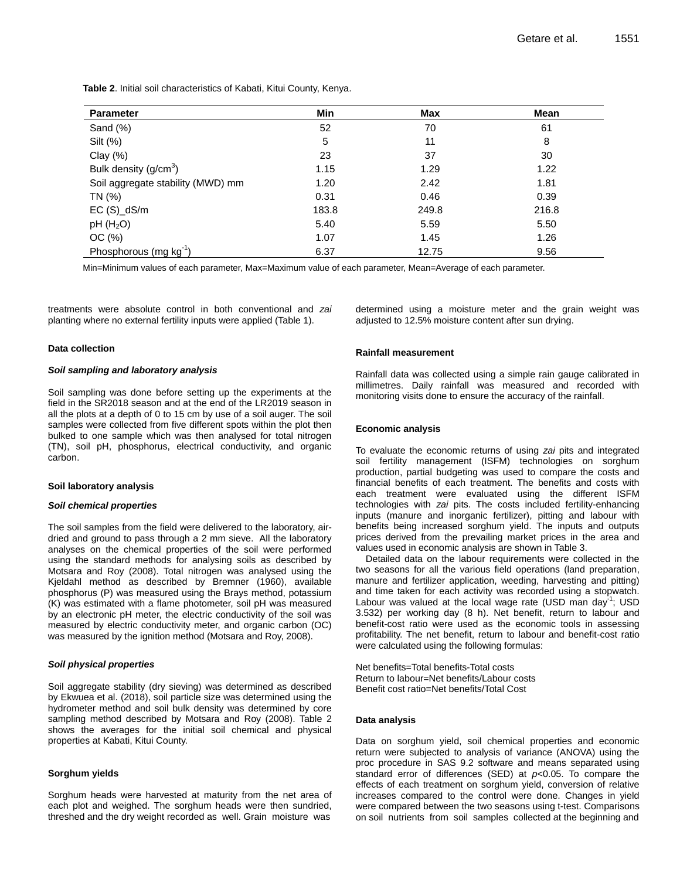**Table 2**. Initial soil characteristics of Kabati, Kitui County, Kenya.

| Parameter | Min | Max | Mean |
|---|---|---|---|
| Sand (%) | 52 | 70 | 61 |
| Silt (%) | 5 | 11 | 8 |
| Clay (%) | 23 | 37 | 30 |
| Bulk density (g/cm$^3$) | 1.15 | 1.29 | 1.22 |
| Soil aggregate stability (MWD) mm | 1.20 | 2.42 | 1.81 |
| TN (%) | 0.31 | 0.46 | 0.39 |
| EC (S)_dS/m | 183.8 | 249.8 | 216.8 |
| pH ($H_2O$) | 5.40 | 5.59 | 5.50 |
| OC (%) | 1.07 | 1.45 | 1.26 |
| Phosphorous (mg kg$^{-1}$) | 6.37 | 12.75 | 9.56 |

Min=Minimum values of each parameter, Max=Maximum value of each parameter, Mean=Average of each parameter.

treatments were absolute control in both conventional and *zai* planting where no external fertility inputs were applied (Table 1).

### Data collection

#### *Soil sampling and laboratory analysis*

Soil sampling was done before setting up the experiments at the field in the SR2018 season and at the end of the LR2019 season in all the plots at a depth of 0 to 15 cm by use of a soil auger. The soil samples were collected from five different spots within the plot then bulked to one sample which was then analysed for total nitrogen (TN), soil pH, phosphorus, electrical conductivity, and organic carbon.

### Soil laboratory analysis

#### *Soil chemical properties*

The soil samples from the field were delivered to the laboratory, air-dried and ground to pass through a 2 mm sieve. All the laboratory analyses on the chemical properties of the soil were performed using the standard methods for analysing soils as described by Motsara and Roy (2008). Total nitrogen was analysed using the Kjeldahl method as described by Bremner (1960), available phosphorus (P) was measured using the Brays method, potassium (K) was estimated with a flame photometer, soil pH was measured by an electronic pH meter, the electric conductivity of the soil was measured by electric conductivity meter, and organic carbon (OC) was measured by the ignition method (Motsara and Roy, 2008).

#### *Soil physical properties*

Soil aggregate stability (dry sieving) was determined as described by Ekwuea et al. (2018), soil particle size was determined using the hydrometer method and soil bulk density was determined by core sampling method described by Motsara and Roy (2008). Table 2 shows the averages for the initial soil chemical and physical properties at Kabati, Kitui County.

### Sorghum yields

Sorghum heads were harvested at maturity from the net area of each plot and weighed. The sorghum heads were then sundried, threshed and the dry weight recorded as well. Grain moisture was determined using a moisture meter and the grain weight was adjusted to 12.5% moisture content after sun drying.

### Rainfall measurement

Rainfall data was collected using a simple rain gauge calibrated in millimetres. Daily rainfall was measured and recorded with monitoring visits done to ensure the accuracy of the rainfall.

### Economic analysis

To evaluate the economic returns of using *zai* pits and integrated soil fertility management (ISFM) technologies on sorghum production, partial budgeting was used to compare the costs and financial benefits of each treatment. The benefits and costs with each treatment were evaluated using the different ISFM technologies with *zai* pits. The costs included fertility-enhancing inputs (manure and inorganic fertilizer), pitting and labour with benefits being increased sorghum yield. The inputs and outputs prices derived from the prevailing market prices in the area and values used in economic analysis are shown in Table 3.

Detailed data on the labour requirements were collected in the two seasons for all the various field operations (land preparation, manure and fertilizer application, weeding, harvesting and pitting) and time taken for each activity was recorded using a stopwatch. Labour was valued at the local wage rate (USD man day$^{-1}$; USD 3.532) per working day (8 h). Net benefit, return to labour and benefit-cost ratio were used as the economic tools in assessing profitability. The net benefit, return to labour and benefit-cost ratio were calculated using the following formulas:

Net benefits=Total benefits-Total costs
Return to labour=Net benefits/Labour costs
Benefit cost ratio=Net benefits/Total Cost

### Data analysis

Data on sorghum yield, soil chemical properties and economic return were subjected to analysis of variance (ANOVA) using the proc procedure in SAS 9.2 software and means separated using standard error of differences (SED) at $p<0.05$. To compare the effects of each treatment on sorghum yield, conversion of relative increases compared to the control were done. Changes in yield were compared between the two seasons using t-test. Comparisons on soil nutrients from soil samples collected at the beginning and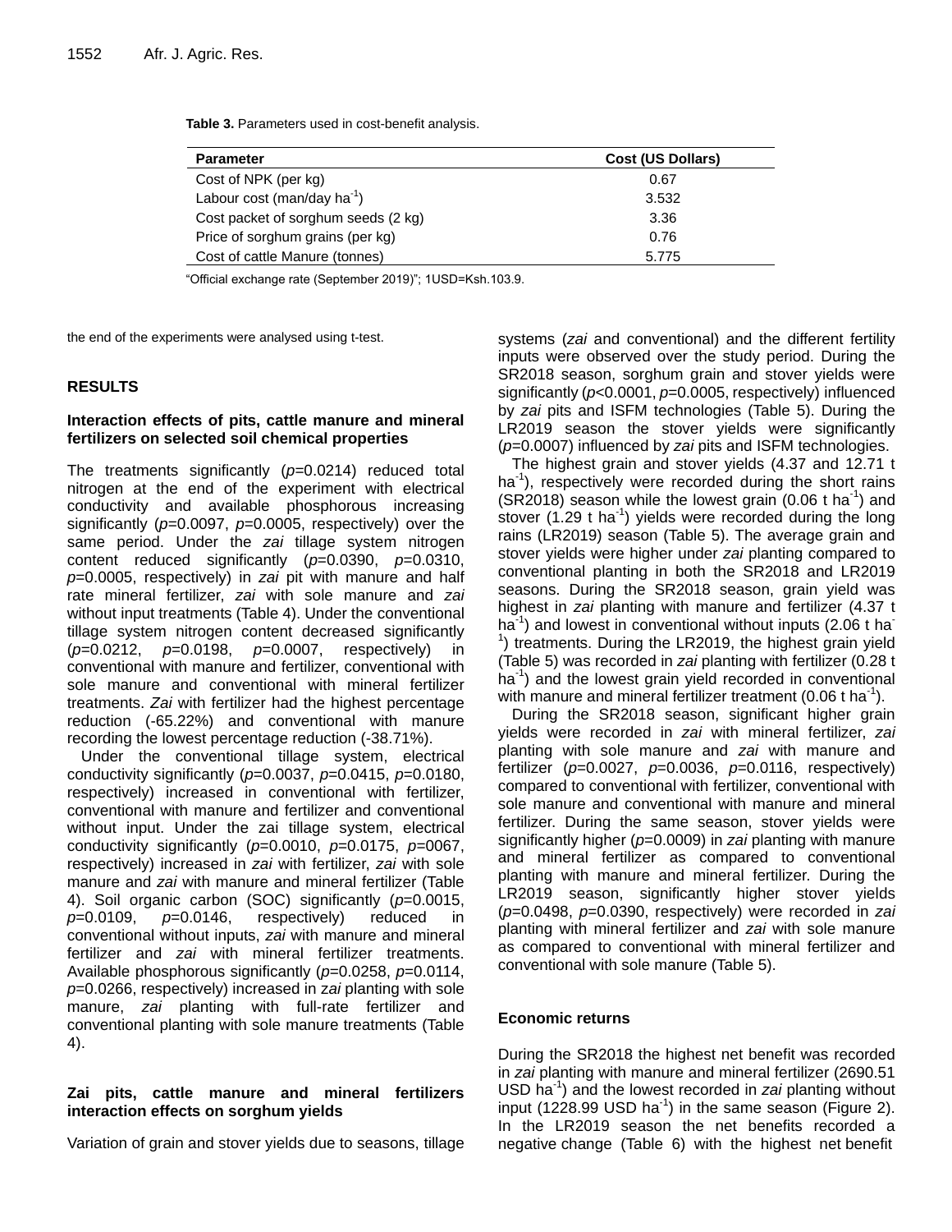**Table 3.** Parameters used in cost-benefit analysis.

| Parameter | Cost (US Dollars) |
|---|---|
| Cost of NPK (per kg) | 0.67 |
| Labour cost (man/day ha$^{-1}$) | 3.532 |
| Cost packet of sorghum seeds (2 kg) | 3.36 |
| Price of sorghum grains (per kg) | 0.76 |
| Cost of cattle Manure (tonnes) | 5.775 |

"Official exchange rate (September 2019)"; 1USD=Ksh.103.9.

the end of the experiments were analysed using t-test.

## RESULTS

### Interaction effects of pits, cattle manure and mineral fertilizers on selected soil chemical properties

The treatments significantly ($p$=0.0214) reduced total nitrogen at the end of the experiment with electrical conductivity and available phosphorous increasing significantly ($p$=0.0097, $p$=0.0005, respectively) over the same period. Under the *zai* tillage system nitrogen content reduced significantly ($p$=0.0390, $p$=0.0310, $p$=0.0005, respectively) in *zai* pit with manure and half rate mineral fertilizer, *zai* with sole manure and *zai* without input treatments (Table 4). Under the conventional tillage system nitrogen content decreased significantly ($p$=0.0212, $p$=0.0198, $p$=0.0007, respectively) in conventional with manure and fertilizer, conventional with sole manure and conventional with mineral fertilizer treatments. *Zai* with fertilizer had the highest percentage reduction (-65.22%) and conventional with manure recording the lowest percentage reduction (-38.71%).

Under the conventional tillage system, electrical conductivity significantly ($p$=0.0037, $p$=0.0415, $p$=0.0180, respectively) increased in conventional with fertilizer, conventional with manure and fertilizer and conventional without input. Under the zai tillage system, electrical conductivity significantly ($p$=0.0010, $p$=0.0175, $p$=0067, respectively) increased in *zai* with fertilizer, *zai* with sole manure and *zai* with manure and mineral fertilizer (Table 4). Soil organic carbon (SOC) significantly ($p$=0.0015, $p$=0.0109, $p$=0.0146, respectively) reduced in conventional without inputs, *zai* with manure and mineral fertilizer and *zai* with mineral fertilizer treatments. Available phosphorous significantly ($p$=0.0258, $p$=0.0114, $p$=0.0266, respectively) increased in z*ai* planting with sole manure, *zai* planting with full-rate fertilizer and conventional planting with sole manure treatments (Table 4).

### Zai pits, cattle manure and mineral fertilizers interaction effects on sorghum yields

Variation of grain and stover yields due to seasons, tillage systems (*zai* and conventional) and the different fertility inputs were observed over the study period. During the SR2018 season, sorghum grain and stover yields were significantly ($p$<0.0001, $p$=0.0005, respectively) influenced by *zai* pits and ISFM technologies (Table 5). During the LR2019 season the stover yields were significantly ($p$=0.0007) influenced by *zai* pits and ISFM technologies.

The highest grain and stover yields (4.37 and 12.71 t ha$^{-1}$), respectively were recorded during the short rains (SR2018) season while the lowest grain (0.06 t ha$^{-1}$) and stover (1.29 t ha$^{-1}$) yields were recorded during the long rains (LR2019) season (Table 5). The average grain and stover yields were higher under *zai* planting compared to conventional planting in both the SR2018 and LR2019 seasons. During the SR2018 season, grain yield was highest in *zai* planting with manure and fertilizer (4.37 t ha$^{-1}$) and lowest in conventional without inputs (2.06 t ha$^{-1}$) treatments. During the LR2019, the highest grain yield (Table 5) was recorded in *zai* planting with fertilizer (0.28 t ha$^{-1}$) and the lowest grain yield recorded in conventional with manure and mineral fertilizer treatment (0.06 t ha$^{-1}$).

During the SR2018 season, significant higher grain yields were recorded in *zai* with mineral fertilizer, *zai* planting with sole manure and *zai* with manure and fertilizer ($p$=0.0027, $p$=0.0036, $p$=0.0116, respectively) compared to conventional with fertilizer, conventional with sole manure and conventional with manure and mineral fertilizer. During the same season, stover yields were significantly higher ($p$=0.0009) in *zai* planting with manure and mineral fertilizer as compared to conventional planting with manure and mineral fertilizer. During the LR2019 season, significantly higher stover yields ($p$=0.0498, $p$=0.0390, respectively) were recorded in *zai* planting with mineral fertilizer and *zai* with sole manure as compared to conventional with mineral fertilizer and conventional with sole manure (Table 5).

### Economic returns

During the SR2018 the highest net benefit was recorded in *zai* planting with manure and mineral fertilizer (2690.51 USD ha$^{-1}$) and the lowest recorded in *zai* planting without input (1228.99 USD ha$^{-1}$) in the same season (Figure 2). In the LR2019 season the net benefits recorded a negative change (Table 6) with the highest net benefit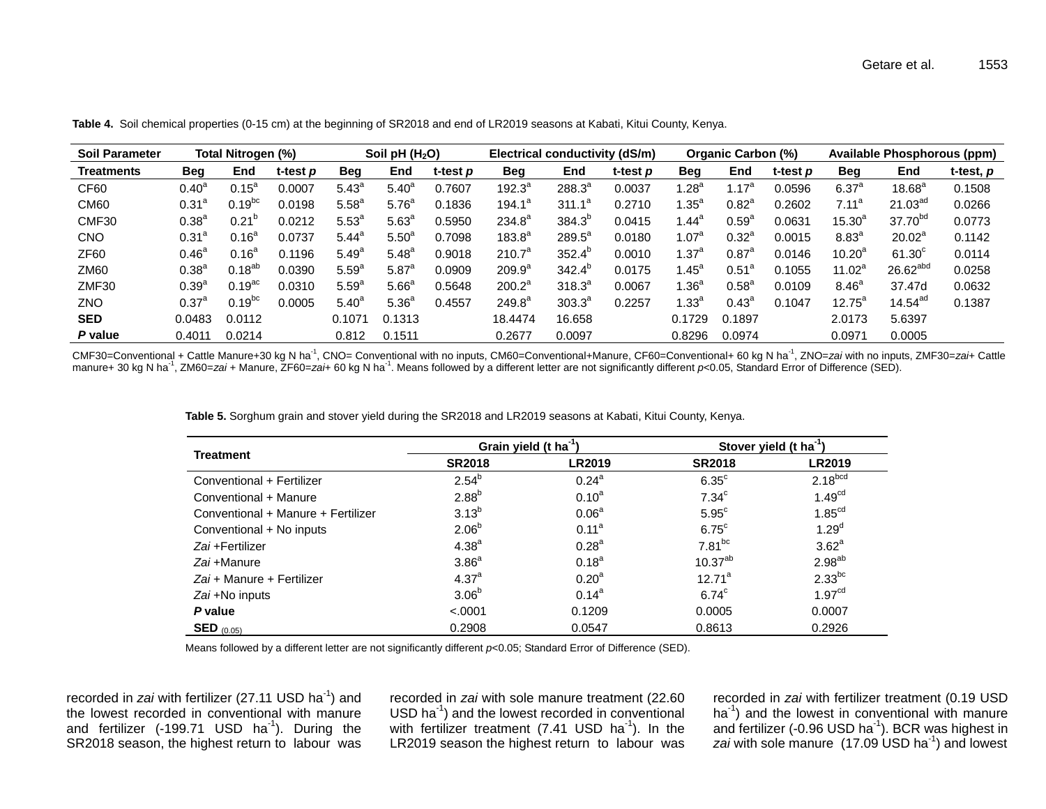**Table 4.** Soil chemical properties (0-15 cm) at the beginning of SR2018 and end of LR2019 seasons at Kabati, Kitui County, Kenya.

| Soil Parameter | Total Nitrogen (%) | | | Soil pH ($H_2O$) | | | Electrical conductivity (dS/m) | | | Organic Carbon (%) | | | Available Phosphorous (ppm) | | |
|---|---|---|---|---|---|---|---|---|---|---|---|---|---|---|---|
| **Treatments** | **Beg** | **End** | **t-test *p*** | **Beg** | **End** | **t-test *p*** | **Beg** | **End** | **t-test *p*** | **Beg** | **End** | **t-test *p*** | **Beg** | **End** | **t-test, *p*** |
| CF60 | 0.40$^{a}$ | 0.15$^{a}$ | 0.0007 | 5.43$^{a}$ | 5.40$^{a}$ | 0.7607 | 192.3$^{a}$ | 288.3$^{a}$ | 0.0037 | 1.28$^{a}$ | 1.17$^{a}$ | 0.0596 | 6.37$^{a}$ | 18.68$^{a}$ | 0.1508 |
| CM60 | 0.31$^{a}$ | 0.19$^{bc}$ | 0.0198 | 5.58$^{a}$ | 5.76$^{a}$ | 0.1836 | 194.1$^{a}$ | 311.1$^{a}$ | 0.2710 | 1.35$^{a}$ | 0.82$^{a}$ | 0.2602 | 7.11$^{a}$ | 21.03$^{ad}$ | 0.0266 |
| CMF30 | 0.38$^{a}$ | 0.21$^{b}$ | 0.0212 | 5.53$^{a}$ | 5.63$^{a}$ | 0.5950 | 234.8$^{a}$ | 384.3$^{b}$ | 0.0415 | 1.44$^{a}$ | 0.59$^{a}$ | 0.0631 | 15.30$^{a}$ | 37.70$^{bd}$ | 0.0773 |
| CNO | 0.31$^{a}$ | 0.16$^{a}$ | 0.0737 | 5.44$^{a}$ | 5.50$^{a}$ | 0.7098 | 183.8$^{a}$ | 289.5$^{a}$ | 0.0180 | 1.07$^{a}$ | 0.32$^{a}$ | 0.0015 | 8.83$^{a}$ | 20.02$^{a}$ | 0.1142 |
| ZF60 | 0.46$^{a}$ | 0.16$^{a}$ | 0.1196 | 5.49$^{a}$ | 5.48$^{a}$ | 0.9018 | 210.7$^{a}$ | 352.4$^{b}$ | 0.0010 | 1.37$^{a}$ | 0.87$^{a}$ | 0.0146 | 10.20$^{a}$ | 61.30$^{c}$ | 0.0114 |
| ZM60 | 0.38$^{a}$ | 0.18$^{ab}$ | 0.0390 | 5.59$^{a}$ | 5.87$^{a}$ | 0.0909 | 209.9$^{a}$ | 342.4$^{b}$ | 0.0175 | 1.45$^{a}$ | 0.51$^{a}$ | 0.1055 | 11.02$^{a}$ | 26.62$^{abd}$ | 0.0258 |
| ZMF30 | 0.39$^{a}$ | 0.19$^{ac}$ | 0.0310 | 5.59$^{a}$ | 5.66$^{a}$ | 0.5648 | 200.2$^{a}$ | 318.3$^{a}$ | 0.0067 | 1.36$^{a}$ | 0.58$^{a}$ | 0.0109 | 8.46$^{a}$ | 37.47d | 0.0632 |
| ZNO | 0.37$^{a}$ | 0.19$^{bc}$ | 0.0005 | 5.40$^{a}$ | 5.36$^{a}$ | 0.4557 | 249.8$^{a}$ | 303.3$^{a}$ | 0.2257 | 1.33$^{a}$ | 0.43$^{a}$ | 0.1047 | 12.75$^{a}$ | 14.54$^{ad}$ | 0.1387 |
| **SED** | 0.0483 | 0.0112 | | 0.1071 | 0.1313 | | 18.4474 | 16.658 | | 0.1729 | 0.1897 | | 2.0173 | 5.6397 | |
| ***P* value** | 0.4011 | 0.0214 | | 0.812 | 0.1511 | | 0.2677 | 0.0097 | | 0.8296 | 0.0974 | | 0.0971 | 0.0005 | |

CMF30=Conventional + Cattle Manure+30 kg N ha$^{-1}$, CNO= Conventional with no inputs, CM60=Conventional+Manure, CF60=Conventional+ 60 kg N ha$^{-1}$, ZNO=*zai* with no inputs, ZMF30=*zai*+ Cattle manure+ 30 kg N ha$^{-1}$, ZM60=*zai* + Manure, ZF60=*zai*+ 60 kg N ha$^{-1}$. Means followed by a different letter are not significantly different $p$<0.05, Standard Error of Difference (SED).

**Table 5.** Sorghum grain and stover yield during the SR2018 and LR2019 seasons at Kabati, Kitui County, Kenya.

| Treatment | Grain yield (t ha$^{-1}$) | | Stover yield (t ha$^{-1}$) | |
|---|---|---|---|---|
| | **SR2018** | **LR2019** | **SR2018** | **LR2019** |
| Conventional + Fertilizer | 2.54$^{b}$ | 0.24$^{a}$ | 6.35$^{c}$ | 2.18$^{bcd}$ |
| Conventional + Manure | 2.88$^{b}$ | 0.10$^{a}$ | 7.34$^{c}$ | 1.49$^{cd}$ |
| Conventional + Manure + Fertilizer | 3.13$^{b}$ | 0.06$^{a}$ | 5.95$^{c}$ | 1.85$^{cd}$ |
| Conventional + No inputs | 2.06$^{b}$ | 0.11$^{a}$ | 6.75$^{c}$ | 1.29$^{d}$ |
| *Zai* +Fertilizer | 4.38$^{a}$ | 0.28$^{a}$ | 7.81$^{bc}$ | 3.62$^{a}$ |
| *Zai* +Manure | 3.86$^{a}$ | 0.18$^{a}$ | 10.37$^{ab}$ | 2.98$^{ab}$ |
| *Zai* + Manure + Fertilizer | 4.37$^{a}$ | 0.20$^{a}$ | 12.71$^{a}$ | 2.33$^{bc}$ |
| *Zai* +No inputs | 3.06$^{b}$ | 0.14$^{a}$ | 6.74$^{c}$ | 1.97$^{cd}$ |
| ***P* value** | <.0001 | 0.1209 | 0.0005 | 0.0007 |
| **SED** $_{(0.05)}$ | 0.2908 | 0.0547 | 0.8613 | 0.2926 |

Means followed by a different letter are not significantly different $p$<0.05; Standard Error of Difference (SED).

recorded in *zai* with fertilizer (27.11 USD ha$^{-1}$) and the lowest recorded in conventional with manure and fertilizer (-199.71 USD ha$^{-1}$). During the SR2018 season, the highest return to labour was recorded in *zai* with sole manure treatment (22.60 USD ha$^{-1}$) and the lowest recorded in conventional with fertilizer treatment (7.41 USD ha$^{-1}$). In the LR2019 season the highest return to labour was recorded in *zai* with fertilizer treatment (0.19 USD ha$^{-1}$) and the lowest in conventional with manure and fertilizer (-0.96 USD ha$^{-1}$). BCR was highest in *zai* with sole manure (17.09 USD ha$^{-1}$) and lowest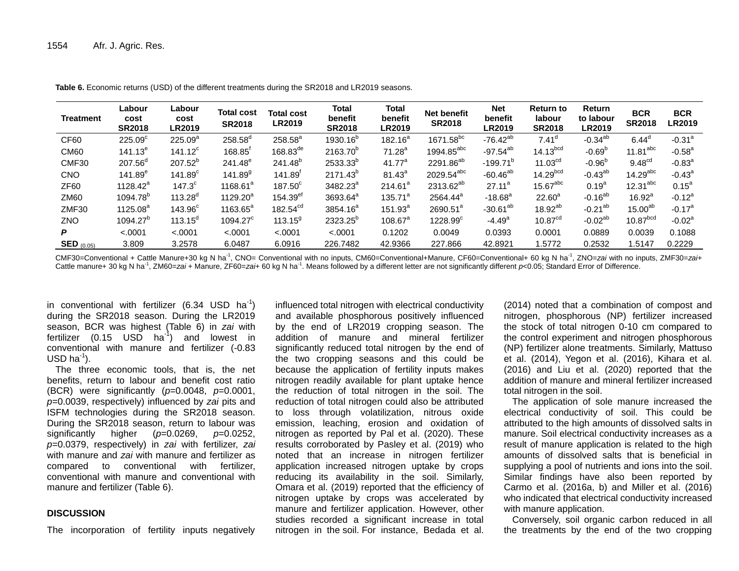**Table 6.** Economic returns (USD) of the different treatments during the SR2018 and LR2019 seasons.

| Treatment | Labour cost SR2018 | Labour cost LR2019 | Total cost SR2018 | Total cost LR2019 | Total benefit SR2018 | Total benefit LR2019 | Net benefit SR2018 | Net benefit LR2019 | Return to labour SR2018 | Return to labour LR2019 | BCR SR2018 | BCR LR2019 |
|---|---|---|---|---|---|---|---|---|---|---|---|---|
| CF60 | 225.09$^{c}$ | 225.09$^{a}$ | 258.58$^{d}$ | 258.58$^{a}$ | 1930.16$^{b}$ | 182.16$^{a}$ | 1671.58$^{bc}$ | -76.42$^{ab}$ | 7.41$^{d}$ | -0.34$^{ab}$ | 6.44$^{d}$ | -0.31$^{a}$ |
| CM60 | 141.13$^{e}$ | 141.12$^{c}$ | 168.85$^{f}$ | 168.83$^{de}$ | 2163.70$^{b}$ | 71.28$^{a}$ | 1994.85$^{abc}$ | -97.54$^{ab}$ | 14.13$^{bcd}$ | -0.69$^{b}$ | 11.81$^{abc}$ | -0.58$^{a}$ |
| CMF30 | 207.56$^{d}$ | 207.52$^{b}$ | 241.48$^{e}$ | 241.48$^{b}$ | 2533.33$^{b}$ | 41.77$^{a}$ | 2291.86$^{ab}$ | -199.71$^{b}$ | 11.03$^{cd}$ | -0.96$^{b}$ | 9.48$^{cd}$ | -0.83$^{a}$ |
| CNO | 141.89$^{e}$ | 141.89$^{c}$ | 141.89$^{g}$ | 141.89$^{f}$ | 2171.43$^{b}$ | 81.43$^{a}$ | 2029.54$^{abc}$ | -60.46$^{ab}$ | 14.29$^{bcd}$ | -0.43$^{ab}$ | 14.29$^{abc}$ | -0.43$^{a}$ |
| ZF60 | 1128.42$^{a}$ | 147.3$^{c}$ | 1168.61$^{a}$ | 187.50$^{c}$ | 3482.23$^{a}$ | 214.61$^{a}$ | 2313.62$^{ab}$ | 27.11$^{a}$ | 15.67$^{abc}$ | 0.19$^{a}$ | 12.31$^{abc}$ | 0.15$^{a}$ |
| ZM60 | 1094.78$^{b}$ | 113.28$^{d}$ | 1129.20$^{a}$ | 154.39$^{ef}$ | 3693.64$^{a}$ | 135.71$^{a}$ | 2564.44$^{a}$ | -18.68$^{a}$ | 22.60$^{a}$ | -0.16$^{ab}$ | 16.92$^{a}$ | -0.12$^{a}$ |
| ZMF30 | 1125.08$^{a}$ | 143.96$^{c}$ | 1163.65$^{a}$ | 182.54$^{cd}$ | 3854.16$^{a}$ | 151.93$^{a}$ | 2690.51$^{a}$ | -30.61$^{ab}$ | 18.92$^{ab}$ | -0.21$^{ab}$ | 15.00$^{ab}$ | -0.17$^{a}$ |
| ZNO | 1094.27$^{b}$ | 113.15$^{d}$ | 1094.27$^{c}$ | 113.15$^{g}$ | 2323.25$^{b}$ | 108.67$^{a}$ | 1228.99$^{c}$ | -4.49$^{a}$ | 10.87$^{cd}$ | -0.02$^{ab}$ | 10.87$^{bcd}$ | -0.02$^{a}$ |
| ***P*** | <.0001 | <.0001 | <.0001 | <.0001 | <.0001 | 0.1202 | 0.0049 | 0.0393 | 0.0001 | 0.0889 | 0.0039 | 0.1088 |
| **SED** (0.05) | 3.809 | 3.2578 | 6.0487 | 6.0916 | 226.7482 | 42.9366 | 227.866 | 42.8921 | 1.5772 | 0.2532 | 1.5147 | 0.2229 |

CMF30=Conventional + Cattle Manure+30 kg N ha$^{-1}$, CNO= Conventional with no inputs, CM60=Conventional+Manure, CF60=Conventional+ 60 kg N ha$^{-1}$, ZNO=*zai* with no inputs, ZMF30=*zai*+ Cattle manure+ 30 kg N ha$^{-1}$, ZM60=*zai* + Manure, ZF60=*zai*+ 60 kg N ha$^{-1}$. Means followed by a different letter are not significantly different *p*<0.05; Standard Error of Difference.

in conventional with fertilizer (6.34 USD ha$^{-1}$) during the SR2018 season. During the LR2019 season, BCR was highest (Table 6) in *zai* with fertilizer (0.15 USD ha$^{-1}$) and lowest in conventional with manure and fertilizer (-0.83 USD ha$^{-1}$).

The three economic tools, that is, the net benefits, return to labour and benefit cost ratio (BCR) were significantly (*p*=0.0048, *p*=0.0001, *p*=0.0039, respectively) influenced by *zai* pits and ISFM technologies during the SR2018 season. During the SR2018 season, return to labour was significantly higher (*p*=0.0269, *p*=0.0252, *p*=0.0379, respectively) in *zai* with fertilizer, *zai* with manure and *zai* with manure and fertilizer as compared to conventional with fertilizer, conventional with manure and conventional with manure and fertilizer (Table 6).

## DISCUSSION

The incorporation of fertility inputs negatively influenced total nitrogen with electrical conductivity and available phosphorous positively influenced by the end of LR2019 cropping season. The addition of manure and mineral fertilizer significantly reduced total nitrogen by the end of the two cropping seasons and this could be because the application of fertility inputs makes nitrogen readily available for plant uptake hence the reduction of total nitrogen in the soil. The reduction of total nitrogen could also be attributed to loss through volatilization, nitrous oxide emission, leaching, erosion and oxidation of nitrogen as reported by Pal et al. (2020). These results corroborated by Pasley et al. (2019) who noted that an increase in nitrogen fertilizer application increased nitrogen uptake by crops reducing its availability in the soil. Similarly, Omara et al. (2019) reported that the efficiency of nitrogen uptake by crops was accelerated by manure and fertilizer application. However, other studies recorded a significant increase in total nitrogen in the soil. For instance, Bedada et al. (2014) noted that a combination of compost and nitrogen, phosphorous (NP) fertilizer increased the stock of total nitrogen 0-10 cm compared to the control experiment and nitrogen phosphorous (NP) fertilizer alone treatments. Similarly, Mattuso et al. (2014), Yegon et al. (2016), Kihara et al. (2016) and Liu et al. (2020) reported that the addition of manure and mineral fertilizer increased total nitrogen in the soil.

The application of sole manure increased the electrical conductivity of soil. This could be attributed to the high amounts of dissolved salts in manure. Soil electrical conductivity increases as a result of manure application is related to the high amounts of dissolved salts that is beneficial in supplying a pool of nutrients and ions into the soil. Similar findings have also been reported by Carmo et al. (2016a, b) and Miller et al. (2016) who indicated that electrical conductivity increased with manure application.

Conversely, soil organic carbon reduced in all the treatments by the end of the two cropping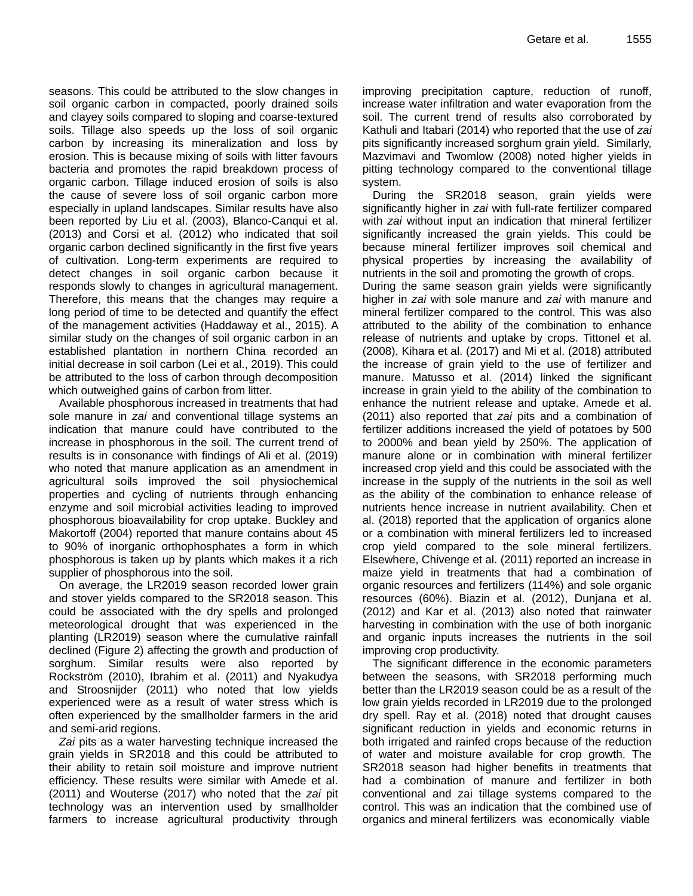seasons. This could be attributed to the slow changes in soil organic carbon in compacted, poorly drained soils and clayey soils compared to sloping and coarse-textured soils. Tillage also speeds up the loss of soil organic carbon by increasing its mineralization and loss by erosion. This is because mixing of soils with litter favours bacteria and promotes the rapid breakdown process of organic carbon. Tillage induced erosion of soils is also the cause of severe loss of soil organic carbon more especially in upland landscapes. Similar results have also been reported by Liu et al. (2003), Blanco-Canqui et al. (2013) and Corsi et al. (2012) who indicated that soil organic carbon declined significantly in the first five years of cultivation. Long-term experiments are required to detect changes in soil organic carbon because it responds slowly to changes in agricultural management. Therefore, this means that the changes may require a long period of time to be detected and quantify the effect of the management activities (Haddaway et al., 2015). A similar study on the changes of soil organic carbon in an established plantation in northern China recorded an initial decrease in soil carbon (Lei et al., 2019). This could be attributed to the loss of carbon through decomposition which outweighed gains of carbon from litter.

Available phosphorous increased in treatments that had sole manure in *zai* and conventional tillage systems an indication that manure could have contributed to the increase in phosphorous in the soil. The current trend of results is in consonance with findings of Ali et al. (2019) who noted that manure application as an amendment in agricultural soils improved the soil physiochemical properties and cycling of nutrients through enhancing enzyme and soil microbial activities leading to improved phosphorous bioavailability for crop uptake. Buckley and Makortoff (2004) reported that manure contains about 45 to 90% of inorganic orthophosphates a form in which phosphorous is taken up by plants which makes it a rich supplier of phosphorous into the soil.

On average, the LR2019 season recorded lower grain and stover yields compared to the SR2018 season. This could be associated with the dry spells and prolonged meteorological drought that was experienced in the planting (LR2019) season where the cumulative rainfall declined (Figure 2) affecting the growth and production of sorghum. Similar results were also reported by Rockström (2010), Ibrahim et al. (2011) and Nyakudya and Stroosnijder (2011) who noted that low yields experienced were as a result of water stress which is often experienced by the smallholder farmers in the arid and semi-arid regions.

*Zai* pits as a water harvesting technique increased the grain yields in SR2018 and this could be attributed to their ability to retain soil moisture and improve nutrient efficiency. These results were similar with Amede et al. (2011) and Wouterse (2017) who noted that the *zai* pit technology was an intervention used by smallholder farmers to increase agricultural productivity through improving precipitation capture, reduction of runoff, increase water infiltration and water evaporation from the soil. The current trend of results also corroborated by Kathuli and Itabari (2014) who reported that the use of *zai* pits significantly increased sorghum grain yield. Similarly, Mazvimavi and Twomlow (2008) noted higher yields in pitting technology compared to the conventional tillage system.

During the SR2018 season, grain yields were significantly higher in *zai* with full-rate fertilizer compared with *zai* without input an indication that mineral fertilizer significantly increased the grain yields. This could be because mineral fertilizer improves soil chemical and physical properties by increasing the availability of nutrients in the soil and promoting the growth of crops.
During the same season grain yields were significantly higher in *zai* with sole manure and *zai* with manure and mineral fertilizer compared to the control. This was also attributed to the ability of the combination to enhance release of nutrients and uptake by crops. Tittonel et al. (2008), Kihara et al. (2017) and Mi et al. (2018) attributed the increase of grain yield to the use of fertilizer and manure. Matusso et al. (2014) linked the significant increase in grain yield to the ability of the combination to enhance the nutrient release and uptake. Amede et al. (2011) also reported that *zai* pits and a combination of fertilizer additions increased the yield of potatoes by 500 to 2000% and bean yield by 250%. The application of manure alone or in combination with mineral fertilizer increased crop yield and this could be associated with the increase in the supply of the nutrients in the soil as well as the ability of the combination to enhance release of nutrients hence increase in nutrient availability. Chen et al. (2018) reported that the application of organics alone or a combination with mineral fertilizers led to increased crop yield compared to the sole mineral fertilizers. Elsewhere, Chivenge et al. (2011) reported an increase in maize yield in treatments that had a combination of organic resources and fertilizers (114%) and sole organic resources (60%). Biazin et al. (2012), Dunjana et al. (2012) and Kar et al. (2013) also noted that rainwater harvesting in combination with the use of both inorganic and organic inputs increases the nutrients in the soil improving crop productivity.

The significant difference in the economic parameters between the seasons, with SR2018 performing much better than the LR2019 season could be as a result of the low grain yields recorded in LR2019 due to the prolonged dry spell. Ray et al. (2018) noted that drought causes significant reduction in yields and economic returns in both irrigated and rainfed crops because of the reduction of water and moisture available for crop growth. The SR2018 season had higher benefits in treatments that had a combination of manure and fertilizer in both conventional and zai tillage systems compared to the control. This was an indication that the combined use of organics and mineral fertilizers was economically viable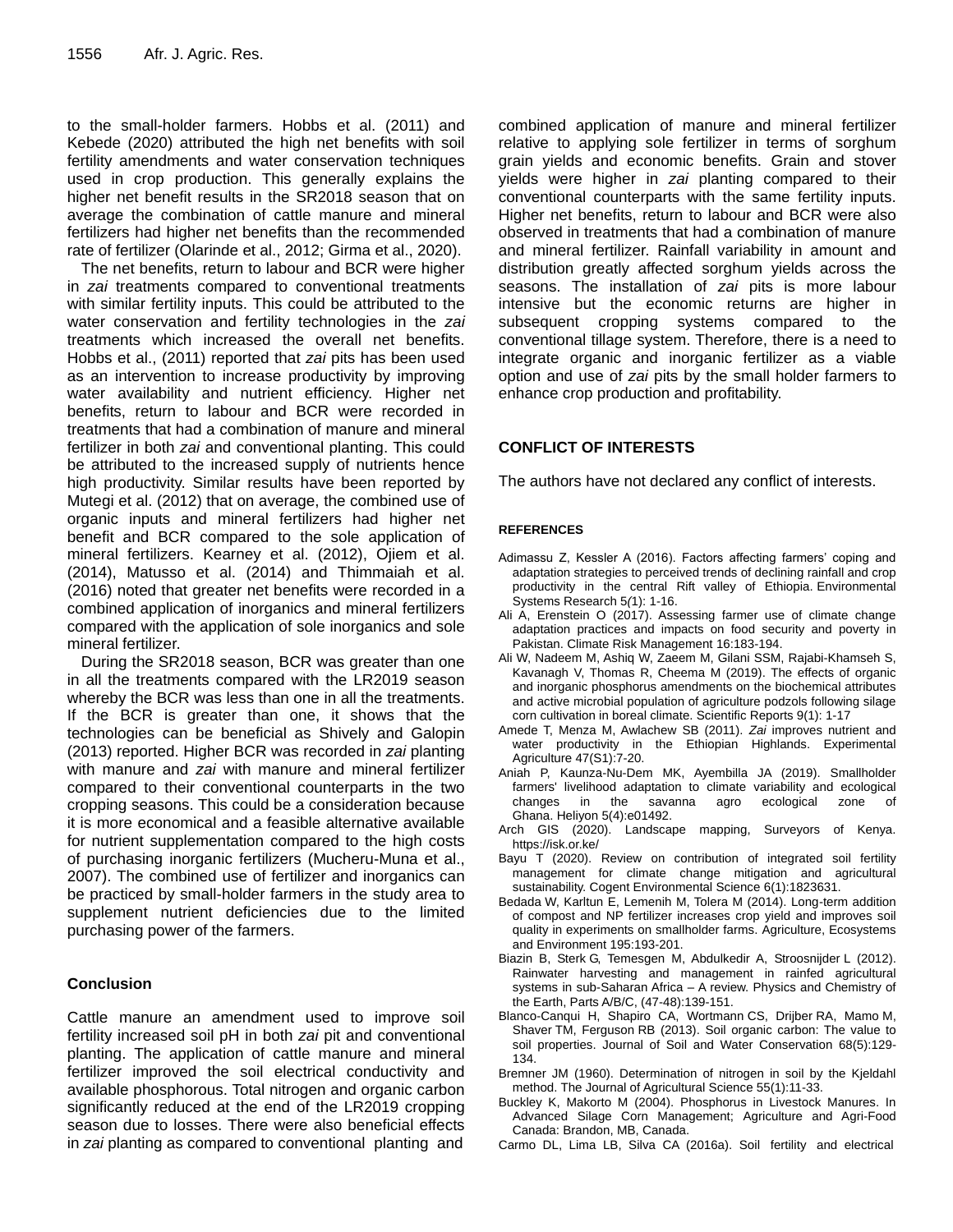to the small-holder farmers. Hobbs et al. (2011) and Kebede (2020) attributed the high net benefits with soil fertility amendments and water conservation techniques used in crop production. This generally explains the higher net benefit results in the SR2018 season that on average the combination of cattle manure and mineral fertilizers had higher net benefits than the recommended rate of fertilizer (Olarinde et al., 2012; Girma et al., 2020).

The net benefits, return to labour and BCR were higher in *zai* treatments compared to conventional treatments with similar fertility inputs. This could be attributed to the water conservation and fertility technologies in the *zai* treatments which increased the overall net benefits. Hobbs et al., (2011) reported that *zai* pits has been used as an intervention to increase productivity by improving water availability and nutrient efficiency. Higher net benefits, return to labour and BCR were recorded in treatments that had a combination of manure and mineral fertilizer in both *zai* and conventional planting. This could be attributed to the increased supply of nutrients hence high productivity. Similar results have been reported by Mutegi et al. (2012) that on average, the combined use of organic inputs and mineral fertilizers had higher net benefit and BCR compared to the sole application of mineral fertilizers. Kearney et al. (2012), Ojiem et al. (2014), Matusso et al. (2014) and Thimmaiah et al. (2016) noted that greater net benefits were recorded in a combined application of inorganics and mineral fertilizers compared with the application of sole inorganics and sole mineral fertilizer.

During the SR2018 season, BCR was greater than one in all the treatments compared with the LR2019 season whereby the BCR was less than one in all the treatments. If the BCR is greater than one, it shows that the technologies can be beneficial as Shively and Galopin (2013) reported. Higher BCR was recorded in *zai* planting with manure and *zai* with manure and mineral fertilizer compared to their conventional counterparts in the two cropping seasons. This could be a consideration because it is more economical and a feasible alternative available for nutrient supplementation compared to the high costs of purchasing inorganic fertilizers (Mucheru-Muna et al., 2007). The combined use of fertilizer and inorganics can be practiced by small-holder farmers in the study area to supplement nutrient deficiencies due to the limited purchasing power of the farmers.

## Conclusion

Cattle manure an amendment used to improve soil fertility increased soil pH in both *zai* pit and conventional planting. The application of cattle manure and mineral fertilizer improved the soil electrical conductivity and available phosphorous. Total nitrogen and organic carbon significantly reduced at the end of the LR2019 cropping season due to losses. There were also beneficial effects in *zai* planting as compared to conventional planting and combined application of manure and mineral fertilizer relative to applying sole fertilizer in terms of sorghum grain yields and economic benefits. Grain and stover yields were higher in *zai* planting compared to their conventional counterparts with the same fertility inputs. Higher net benefits, return to labour and BCR were also observed in treatments that had a combination of manure and mineral fertilizer. Rainfall variability in amount and distribution greatly affected sorghum yields across the seasons. The installation of *zai* pits is more labour intensive but the economic returns are higher in subsequent cropping systems compared to the conventional tillage system. Therefore, there is a need to integrate organic and inorganic fertilizer as a viable option and use of *zai* pits by the small holder farmers to enhance crop production and profitability.

## CONFLICT OF INTERESTS

The authors have not declared any conflict of interests.

## REFERENCES

Adimassu Z, Kessler A (2016). Factors affecting farmers' coping and adaptation strategies to perceived trends of declining rainfall and crop productivity in the central Rift valley of Ethiopia. Environmental Systems Research 5(1): 1-16.

Ali A, Erenstein O (2017). Assessing farmer use of climate change adaptation practices and impacts on food security and poverty in Pakistan. Climate Risk Management 16:183-194.

Ali W, Nadeem M, Ashiq W, Zaeem M, Gilani SSM, Rajabi-Khamseh S, Kavanagh V, Thomas R, Cheema M (2019). The effects of organic and inorganic phosphorus amendments on the biochemical attributes and active microbial population of agriculture podzols following silage corn cultivation in boreal climate. Scientific Reports 9(1): 1-17

Amede T, Menza M, Awlachew SB (2011). *Zai* improves nutrient and water productivity in the Ethiopian Highlands. Experimental Agriculture 47(S1):7-20.

Aniah P, Kaunza-Nu-Dem MK, Ayembilla JA (2019). Smallholder farmers' livelihood adaptation to climate variability and ecological changes in the savanna agro ecological zone of Ghana. Heliyon 5(4):e01492.

Arch GIS (2020). Landscape mapping, Surveyors of Kenya. https://isk.or.ke/

Bayu T (2020). Review on contribution of integrated soil fertility management for climate change mitigation and agricultural sustainability. Cogent Environmental Science 6(1):1823631.

Bedada W, Karltun E, Lemenih M, Tolera M (2014). Long-term addition of compost and NP fertilizer increases crop yield and improves soil quality in experiments on smallholder farms. Agriculture, Ecosystems and Environment 195:193-201.

Biazin B, Sterk G, Temesgen M, Abdulkedir A, Stroosnijder L (2012). Rainwater harvesting and management in rainfed agricultural systems in sub-Saharan Africa – A review. Physics and Chemistry of the Earth, Parts A/B/C, (47-48):139-151.

Blanco-Canqui H, Shapiro CA, Wortmann CS, Drijber RA, Mamo M, Shaver TM, Ferguson RB (2013). Soil organic carbon: The value to soil properties. Journal of Soil and Water Conservation 68(5):129-134.

Bremner JM (1960). Determination of nitrogen in soil by the Kjeldahl method. The Journal of Agricultural Science 55(1):11-33.

Buckley K, Makorto M (2004). Phosphorus in Livestock Manures. In Advanced Silage Corn Management; Agriculture and Agri-Food Canada: Brandon, MB, Canada.

Carmo DL, Lima LB, Silva CA (2016a). Soil fertility and electrical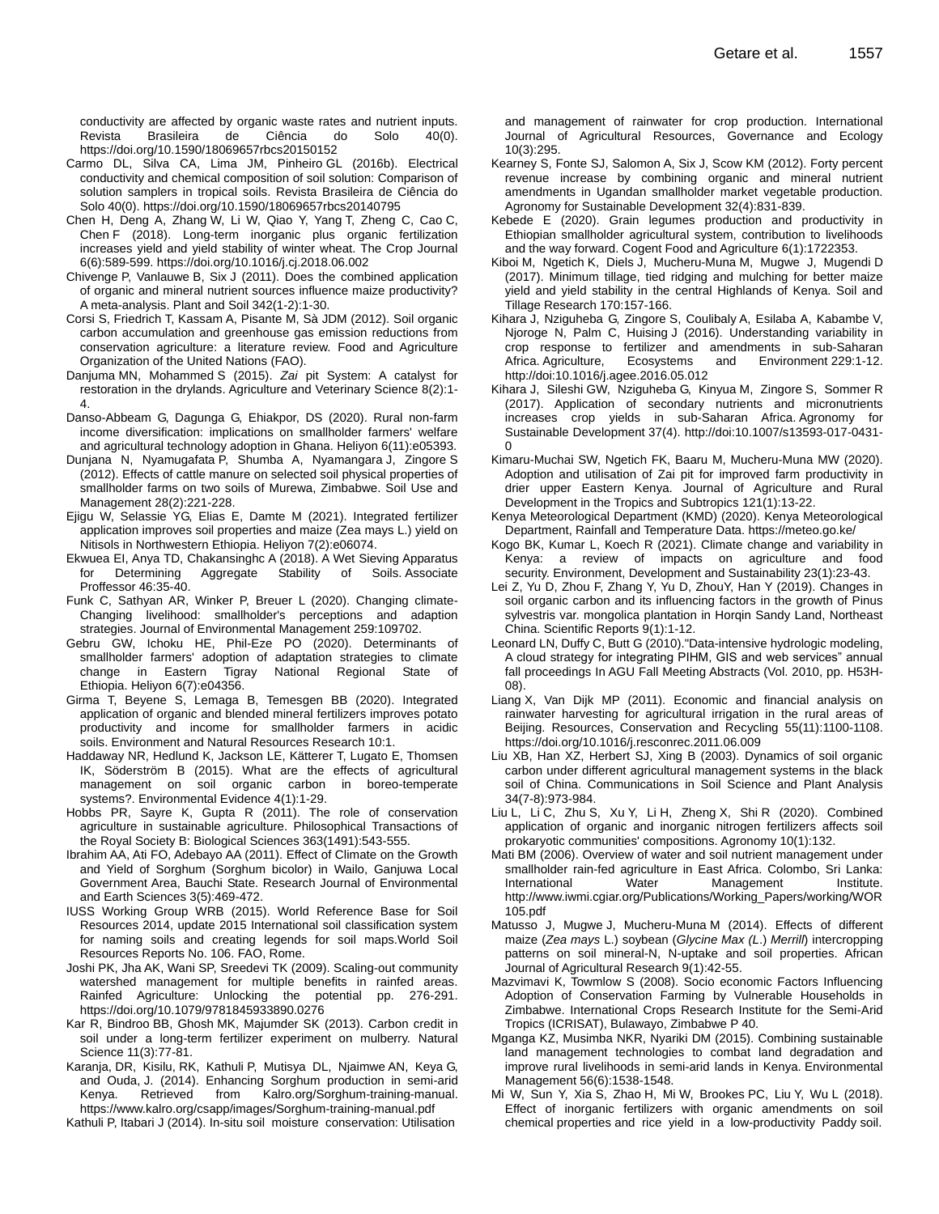conductivity are affected by organic waste rates and nutrient inputs. Revista Brasileira de Ciência do Solo 40(0). https://doi.org/10.1590/18069657rbcs20150152

Carmo DL, Silva CA, Lima JM, Pinheiro GL (2016b). Electrical conductivity and chemical composition of soil solution: Comparison of solution samplers in tropical soils. Revista Brasileira de Ciência do Solo 40(0). https://doi.org/10.1590/18069657rbcs20140795

Chen H, Deng A, Zhang W, Li W, Qiao Y, Yang T, Zheng C, Cao C, Chen F (2018). Long-term inorganic plus organic fertilization increases yield and yield stability of winter wheat. The Crop Journal 6(6):589-599. https://doi.org/10.1016/j.cj.2018.06.002

Chivenge P, Vanlauwe B, Six J (2011). Does the combined application of organic and mineral nutrient sources influence maize productivity? A meta-analysis. Plant and Soil 342(1-2):1-30.

Corsi S, Friedrich T, Kassam A, Pisante M, Sà JDM (2012). Soil organic carbon accumulation and greenhouse gas emission reductions from conservation agriculture: a literature review. Food and Agriculture Organization of the United Nations (FAO).

Danjuma MN, Mohammed S (2015). *Zai* pit System: A catalyst for restoration in the drylands. Agriculture and Veterinary Science 8(2):1-4.

Danso-Abbeam G, Dagunga G, Ehiakpor, DS (2020). Rural non-farm income diversification: implications on smallholder farmers' welfare and agricultural technology adoption in Ghana. Heliyon 6(11):e05393.

Dunjana N, Nyamugafata P, Shumba A, Nyamangara J, Zingore S (2012). Effects of cattle manure on selected soil physical properties of smallholder farms on two soils of Murewa, Zimbabwe. Soil Use and Management 28(2):221-228.

Ejigu W, Selassie YG, Elias E, Damte M (2021). Integrated fertilizer application improves soil properties and maize (Zea mays L.) yield on Nitisols in Northwestern Ethiopia. Heliyon 7(2):e06074.

Ekwuea EI, Anya TD, Chakansinghc A (2018). A Wet Sieving Apparatus for Determining Aggregate Stability of Soils. Associate Proffessor 46:35-40.

Funk C, Sathyan AR, Winker P, Breuer L (2020). Changing climate-Changing livelihood: smallholder's perceptions and adaption strategies. Journal of Environmental Management 259:109702.

Gebru GW, Ichoku HE, Phil-Eze PO (2020). Determinants of smallholder farmers' adoption of adaptation strategies to climate change in Eastern Tigray National Regional State of Ethiopia. Heliyon 6(7):e04356.

Girma T, Beyene S, Lemaga B, Temesgen BB (2020). Integrated application of organic and blended mineral fertilizers improves potato productivity and income for smallholder farmers in acidic soils. Environment and Natural Resources Research 10:1.

Haddaway NR, Hedlund K, Jackson LE, Kätterer T, Lugato E, Thomsen IK, Söderström B (2015). What are the effects of agricultural management on soil organic carbon in boreo-temperate systems?. Environmental Evidence 4(1):1-29.

Hobbs PR, Sayre K, Gupta R (2011). The role of conservation agriculture in sustainable agriculture. Philosophical Transactions of the Royal Society B: Biological Sciences 363(1491):543-555.

Ibrahim AA, Ati FO, Adebayo AA (2011). Effect of Climate on the Growth and Yield of Sorghum (Sorghum bicolor) in Wailo, Ganjuwa Local Government Area, Bauchi State. Research Journal of Environmental and Earth Sciences 3(5):469-472.

IUSS Working Group WRB (2015). World Reference Base for Soil Resources 2014, update 2015 International soil classification system for naming soils and creating legends for soil maps.World Soil Resources Reports No. 106. FAO, Rome.

Joshi PK, Jha AK, Wani SP, Sreedevi TK (2009). Scaling-out community watershed management for multiple benefits in rainfed areas. Rainfed Agriculture: Unlocking the potential pp. 276-291. https://doi.org/10.1079/9781845933890.0276

Kar R, Bindroo BB, Ghosh MK, Majumder SK (2013). Carbon credit in soil under a long-term fertilizer experiment on mulberry. Natural Science 11(3):77-81.

Karanja, DR, Kisilu, RK, Kathuli P, Mutisya DL, Njaimwe AN, Keya G, and Ouda, J. (2014). Enhancing Sorghum production in semi-arid Kenya. Retrieved from Kalro.org/Sorghum-training-manual. https://www.kalro.org/csapp/images/Sorghum-training-manual.pdf

Kathuli P, Itabari J (2014). In-situ soil moisture conservation: Utilisation and management of rainwater for crop production. International Journal of Agricultural Resources, Governance and Ecology 10(3):295.

Kearney S, Fonte SJ, Salomon A, Six J, Scow KM (2012). Forty percent revenue increase by combining organic and mineral nutrient amendments in Ugandan smallholder market vegetable production. Agronomy for Sustainable Development 32(4):831-839.

Kebede E (2020). Grain legumes production and productivity in Ethiopian smallholder agricultural system, contribution to livelihoods and the way forward. Cogent Food and Agriculture 6(1):1722353.

Kiboi M, Ngetich K, Diels J, Mucheru-Muna M, Mugwe J, Mugendi D (2017). Minimum tillage, tied ridging and mulching for better maize yield and yield stability in the central Highlands of Kenya. Soil and Tillage Research 170:157-166.

Kihara J, Nziguheba G, Zingore S, Coulibaly A, Esilaba A, Kabambe V, Njoroge N, Palm C, Huising J (2016). Understanding variability in crop response to fertilizer and amendments in sub-Saharan Africa. Agriculture, Ecosystems and Environment 229:1-12. http://doi:10.1016/j.agee.2016.05.012

Kihara J, Sileshi GW, Nziguheba G, Kinyua M, Zingore S, Sommer R (2017). Application of secondary nutrients and micronutrients increases crop yields in sub-Saharan Africa. Agronomy for Sustainable Development 37(4). http://doi:10.1007/s13593-017-0431-0

Kimaru-Muchai SW, Ngetich FK, Baaru M, Mucheru-Muna MW (2020). Adoption and utilisation of Zai pit for improved farm productivity in drier upper Eastern Kenya. Journal of Agriculture and Rural Development in the Tropics and Subtropics 121(1):13-22.

Kenya Meteorological Department (KMD) (2020). Kenya Meteorological Department, Rainfall and Temperature Data. https://meteo.go.ke/

Kogo BK, Kumar L, Koech R (2021). Climate change and variability in Kenya: a review of impacts on agriculture and food security. Environment, Development and Sustainability 23(1):23-43.

Lei Z, Yu D, Zhou F, Zhang Y, Yu D, ZhouY, Han Y (2019). Changes in soil organic carbon and its influencing factors in the growth of Pinus sylvestris var. mongolica plantation in Horqin Sandy Land, Northeast China. Scientific Reports 9(1):1-12.

Leonard LN, Duffy C, Butt G (2010)."Data-intensive hydrologic modeling, A cloud strategy for integrating PIHM, GIS and web services" annual fall proceedings In AGU Fall Meeting Abstracts (Vol. 2010, pp. H53H-08).

Liang X, Van Dijk MP (2011). Economic and financial analysis on rainwater harvesting for agricultural irrigation in the rural areas of Beijing. Resources, Conservation and Recycling 55(11):1100-1108. https://doi.org/10.1016/j.resconrec.2011.06.009

Liu XB, Han XZ, Herbert SJ, Xing B (2003). Dynamics of soil organic carbon under different agricultural management systems in the black soil of China. Communications in Soil Science and Plant Analysis 34(7-8):973-984.

Liu L, Li C, Zhu S, Xu Y, Li H, Zheng X, Shi R (2020). Combined application of organic and inorganic nitrogen fertilizers affects soil prokaryotic communities' compositions. Agronomy 10(1):132.

Mati BM (2006). Overview of water and soil nutrient management under smallholder rain-fed agriculture in East Africa. Colombo, Sri Lanka: International Water Management Institute. http://www.iwmi.cgiar.org/Publications/Working_Papers/working/WOR105.pdf

Matusso J, Mugwe J, Mucheru-Muna M (2014). Effects of different maize (*Zea mays* L.) soybean (*Glycine Max (L.*) *Merrill*) intercropping patterns on soil mineral-N, N-uptake and soil properties. African Journal of Agricultural Research 9(1):42-55.

Mazvimavi K, Towmlow S (2008). Socio economic Factors Influencing Adoption of Conservation Farming by Vulnerable Households in Zimbabwe. International Crops Research Institute for the Semi-Arid Tropics (ICRISAT), Bulawayo, Zimbabwe P 40.

Mganga KZ, Musimba NKR, Nyariki DM (2015). Combining sustainable land management technologies to combat land degradation and improve rural livelihoods in semi-arid lands in Kenya. Environmental Management 56(6):1538-1548.

Mi W, Sun Y, Xia S, Zhao H, Mi W, Brookes PC, Liu Y, Wu L (2018). Effect of inorganic fertilizers with organic amendments on soil chemical properties and rice yield in a low-productivity Paddy soil.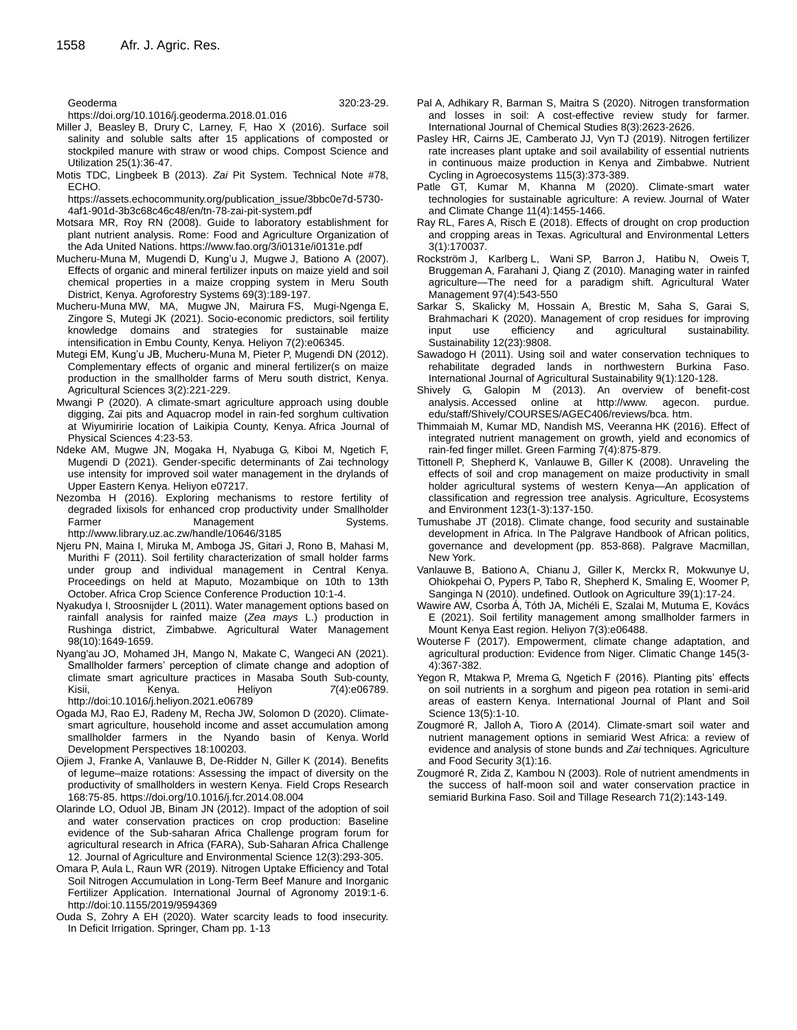Geoderma 320:23-29. https://doi.org/10.1016/j.geoderma.2018.01.016

Miller J, Beasley B, Drury C, Larney, F, Hao X (2016). Surface soil salinity and soluble salts after 15 applications of composted or stockpiled manure with straw or wood chips. Compost Science and Utilization 25(1):36-47.

Motis TDC, Lingbeek B (2013). *Zai* Pit System. Technical Note #78, ECHO. https://assets.echocommunity.org/publication_issue/3bbc0e7d-5730-4af1-901d-3b3c68c46c48/en/tn-78-zai-pit-system.pdf

Motsara MR, Roy RN (2008). Guide to laboratory establishment for plant nutrient analysis. Rome: Food and Agriculture Organization of the Ada United Nations. https://www.fao.org/3/i0131e/i0131e.pdf

Mucheru-Muna M, Mugendi D, Kung'u J, Mugwe J, Bationo A (2007). Effects of organic and mineral fertilizer inputs on maize yield and soil chemical properties in a maize cropping system in Meru South District, Kenya. Agroforestry Systems 69(3):189-197.

Mucheru-Muna MW, MA, Mugwe JN, Mairura FS, Mugi-Ngenga E, Zingore S, Mutegi JK (2021). Socio-economic predictors, soil fertility knowledge domains and strategies for sustainable maize intensification in Embu County, Kenya. Heliyon 7(2):e06345.

Mutegi EM, Kung'u JB, Mucheru-Muna M, Pieter P, Mugendi DN (2012). Complementary effects of organic and mineral fertilizer(s on maize production in the smallholder farms of Meru south district, Kenya. Agricultural Sciences 3(2):221-229.

Mwangi P (2020). A climate-smart agriculture approach using double digging, Zai pits and Aquacrop model in rain-fed sorghum cultivation at Wiyumiririe location of Laikipia County, Kenya. Africa Journal of Physical Sciences 4:23-53.

Ndeke AM, Mugwe JN, Mogaka H, Nyabuga G, Kiboi M, Ngetich F, Mugendi D (2021). Gender-specific determinants of Zai technology use intensity for improved soil water management in the drylands of Upper Eastern Kenya. Heliyon e07217.

Nezomba H (2016). Exploring mechanisms to restore fertility of degraded lixisols for enhanced crop productivity under Smallholder Farmer Management Systems. http://www.library.uz.ac.zw/handle/10646/3185

Njeru PN, Maina I, Miruka M, Amboga JS, Gitari J, Rono B, Mahasi M, Murithi F (2011). Soil fertility characterization of small holder farms under group and individual management in Central Kenya. Proceedings on held at Maputo, Mozambique on 10th to 13th October. Africa Crop Science Conference Production 10:1-4.

Nyakudya I, Stroosnijder L (2011). Water management options based on rainfall analysis for rainfed maize (*Zea mays* L.) production in Rushinga district, Zimbabwe. Agricultural Water Management 98(10):1649-1659.

Nyang'au JO, Mohamed JH, Mango N, Makate C, Wangeci AN (2021). Smallholder farmers' perception of climate change and adoption of climate smart agriculture practices in Masaba South Sub-county, Kisii, Kenya. Heliyon *7*(4):e06789. http://doi:10.1016/j.heliyon.2021.e06789

Ogada MJ, Rao EJ, Radeny M, Recha JW, Solomon D (2020). Climate-smart agriculture, household income and asset accumulation among smallholder farmers in the Nyando basin of Kenya. World Development Perspectives 18:100203.

Ojiem J, Franke A, Vanlauwe B, De-Ridder N, Giller K (2014). Benefits of legume–maize rotations: Assessing the impact of diversity on the productivity of smallholders in western Kenya. Field Crops Research 168:75-85. https://doi.org/10.1016/j.fcr.2014.08.004

Olarinde LO, Oduol JB, Binam JN (2012). Impact of the adoption of soil and water conservation practices on crop production: Baseline evidence of the Sub-saharan Africa Challenge program forum for agricultural research in Africa (FARA), Sub-Saharan Africa Challenge 12. Journal of Agriculture and Environmental Science 12(3):293-305.

Omara P, Aula L, Raun WR (2019). Nitrogen Uptake Efficiency and Total Soil Nitrogen Accumulation in Long-Term Beef Manure and Inorganic Fertilizer Application. International Journal of Agronomy 2019:1-6. http://doi:10.1155/2019/9594369

Ouda S, Zohry A EH (2020). Water scarcity leads to food insecurity. In Deficit Irrigation. Springer, Cham pp. 1-13

Pal A, Adhikary R, Barman S, Maitra S (2020). Nitrogen transformation and losses in soil: A cost-effective review study for farmer. International Journal of Chemical Studies 8(3):2623-2626.

Pasley HR, Cairns JE, Camberato JJ, Vyn TJ (2019). Nitrogen fertilizer rate increases plant uptake and soil availability of essential nutrients in continuous maize production in Kenya and Zimbabwe. Nutrient Cycling in Agroecosystems 115(3):373-389.

Patle GT, Kumar M, Khanna M (2020). Climate-smart water technologies for sustainable agriculture: A review. Journal of Water and Climate Change 11(4):1455-1466.

Ray RL, Fares A, Risch E (2018). Effects of drought on crop production and cropping areas in Texas. Agricultural and Environmental Letters 3(1):170037.

Rockström J, Karlberg L, Wani SP, Barron J, Hatibu N, Oweis T, Bruggeman A, Farahani J, Qiang Z (2010). Managing water in rainfed agriculture—The need for a paradigm shift. Agricultural Water Management 97(4):543-550

Sarkar S, Skalicky M, Hossain A, Brestic M, Saha S, Garai S, Brahmachari K (2020). Management of crop residues for improving input use efficiency and agricultural sustainability. Sustainability 12(23):9808.

Sawadogo H (2011). Using soil and water conservation techniques to rehabilitate degraded lands in northwestern Burkina Faso. International Journal of Agricultural Sustainability 9(1):120-128.

Shively G, Galopin M (2013). An overview of benefit-cost analysis. Accessed online at http://www. agecon. purdue. edu/staff/Shively/COURSES/AGEC406/reviews/bca. htm.

Thimmaiah M, Kumar MD, Nandish MS, Veeranna HK (2016). Effect of integrated nutrient management on growth, yield and economics of rain-fed finger millet. Green Farming 7(4):875-879.

Tittonell P, Shepherd K, Vanlauwe B, Giller K (2008). Unraveling the effects of soil and crop management on maize productivity in small holder agricultural systems of western Kenya—An application of classification and regression tree analysis. Agriculture, Ecosystems and Environment 123(1-3):137-150.

Tumushabe JT (2018). Climate change, food security and sustainable development in Africa. In The Palgrave Handbook of African politics, governance and development (pp. 853-868). Palgrave Macmillan, New York.

Vanlauwe B, Bationo A, Chianu J, Giller K, Merckx R, Mokwunye U, Ohiokpehai O, Pypers P, Tabo R, Shepherd K, Smaling E, Woomer P, Sanginga N (2010). undefined. Outlook on Agriculture 39(1):17-24.

Wawire AW, Csorba Á, Tóth JA, Michéli E, Szalai M, Mutuma E, Kovács E (2021). Soil fertility management among smallholder farmers in Mount Kenya East region. Heliyon 7(3):e06488.

Wouterse F (2017). Empowerment, climate change adaptation, and agricultural production: Evidence from Niger. Climatic Change 145(3-4):367-382.

Yegon R, Mtakwa P, Mrema G, Ngetich F (2016). Planting pits' effects on soil nutrients in a sorghum and pigeon pea rotation in semi-arid areas of eastern Kenya. International Journal of Plant and Soil Science 13(5):1-10.

Zougmoré R, Jalloh A, Tioro A (2014). Climate-smart soil water and nutrient management options in semiarid West Africa: a review of evidence and analysis of stone bunds and *Zai* techniques. Agriculture and Food Security 3(1):16.

Zougmoré R, Zida Z, Kambou N (2003). Role of nutrient amendments in the success of half-moon soil and water conservation practice in semiarid Burkina Faso. Soil and Tillage Research 71(2):143-149.